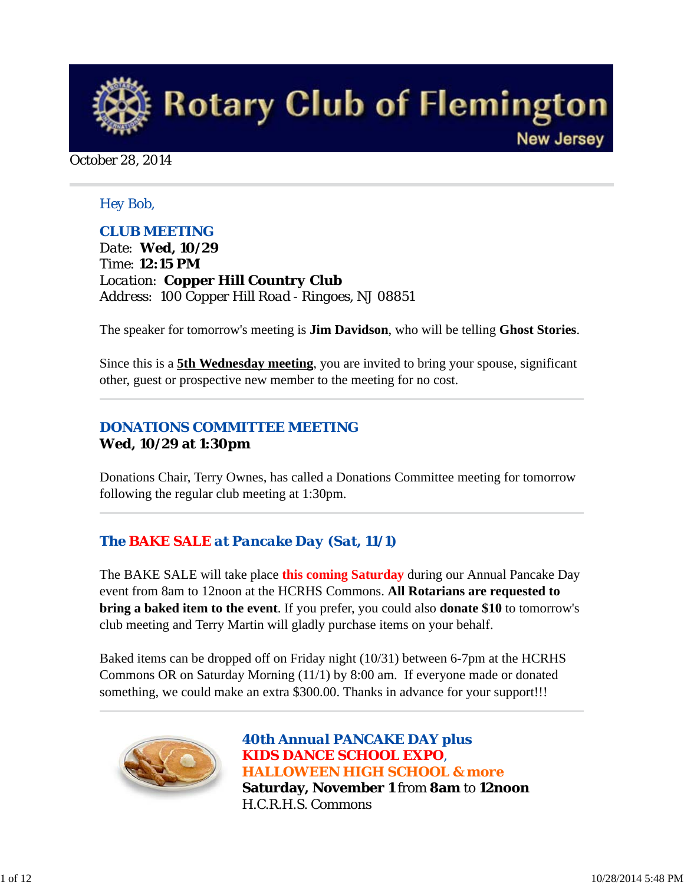# Rotary Club of Flemington

New Jersey

October 28, 2014

Hey Bob,

## CLUB MEETING

Date: **Wed, 10/29**
Time: **12:15 PM**
Location: **Copper Hill Country Club**
Address: 100 Copper Hill Road - Ringoes, NJ 08851

The speaker for tomorrow's meeting is **Jim Davidson**, who will be telling **Ghost Stories**.

Since this is a **5th Wednesday meeting**, you are invited to bring your spouse, significant other, guest or prospective new member to the meeting for no cost.

---

## DONATIONS COMMITTEE MEETING

**Wed, 10/29 at 1:30pm**

Donations Chair, Terry Ownes, has called a Donations Committee meeting for tomorrow following the regular club meeting at 1:30pm.

---

## The BAKE SALE at Pancake Day (Sat, 11/1)

The BAKE SALE will take place **this coming Saturday** during our Annual Pancake Day event from 8am to 12noon at the HCRHS Commons. **All Rotarians are requested to bring a baked item to the event**. If you prefer, you could also **donate $10** to tomorrow's club meeting and Terry Martin will gladly purchase items on your behalf.

Baked items can be dropped off on Friday night (10/31) between 6-7pm at the HCRHS Commons OR on Saturday Morning (11/1) by 8:00 am. If everyone made or donated something, we could make an extra $300.00. Thanks in advance for your support!!!

---

## 40th Annual PANCAKE DAY plus KIDS DANCE SCHOOL EXPO, HALLOWEEN HIGH SCHOOL & more

**Saturday, November 1** from **8am** to **12noon**
H.C.R.H.S. Commons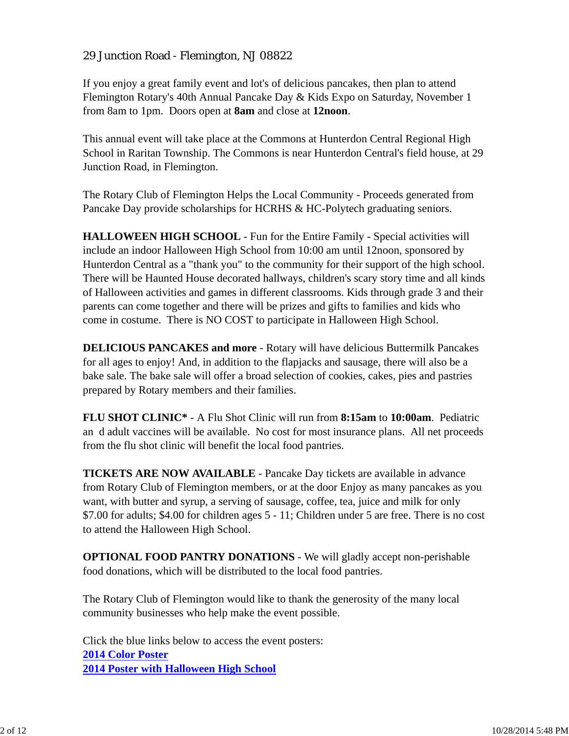29 Junction Road - Flemington, NJ 08822

If you enjoy a great family event and lot's of delicious pancakes, then plan to attend Flemington Rotary's 40th Annual Pancake Day & Kids Expo on Saturday, November 1 from 8am to 1pm. Doors open at **8am** and close at **12noon**.

This annual event will take place at the Commons at Hunterdon Central Regional High School in Raritan Township. The Commons is near Hunterdon Central's field house, at 29 Junction Road, in Flemington.

The Rotary Club of Flemington Helps the Local Community - Proceeds generated from Pancake Day provide scholarships for HCRHS & HC-Polytech graduating seniors.

**HALLOWEEN HIGH SCHOOL** - Fun for the Entire Family - Special activities will include an indoor Halloween High School from 10:00 am until 12noon, sponsored by Hunterdon Central as a "thank you" to the community for their support of the high school. There will be Haunted House decorated hallways, children's scary story time and all kinds of Halloween activities and games in different classrooms. Kids through grade 3 and their parents can come together and there will be prizes and gifts to families and kids who come in costume. There is NO COST to participate in Halloween High School.

**DELICIOUS PANCAKES and more** - Rotary will have delicious Buttermilk Pancakes for all ages to enjoy! And, in addition to the flapjacks and sausage, there will also be a bake sale. The bake sale will offer a broad selection of cookies, cakes, pies and pastries prepared by Rotary members and their families.

**FLU SHOT CLINIC*** - A Flu Shot Clinic will run from **8:15am** to **10:00am**. Pediatric an d adult vaccines will be available. No cost for most insurance plans. All net proceeds from the flu shot clinic will benefit the local food pantries.

**TICKETS ARE NOW AVAILABLE** - Pancake Day tickets are available in advance from Rotary Club of Flemington members, or at the door Enjoy as many pancakes as you want, with butter and syrup, a serving of sausage, coffee, tea, juice and milk for only $7.00 for adults; $4.00 for children ages 5 - 11; Children under 5 are free. There is no cost to attend the Halloween High School.

**OPTIONAL FOOD PANTRY DONATIONS** - We will gladly accept non-perishable food donations, which will be distributed to the local food pantries.

The Rotary Club of Flemington would like to thank the generosity of the many local community businesses who help make the event possible.

Click the blue links below to access the event posters:
**2014 Color Poster**
**2014 Poster with Halloween High School**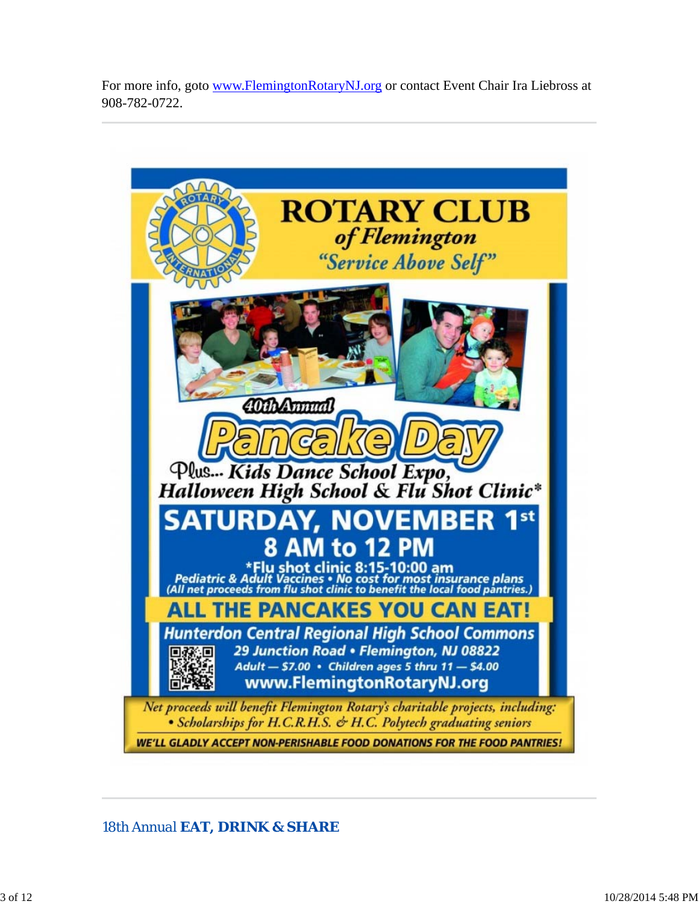For more info, goto [www.FlemingtonRotaryNJ.org](http://www.FlemingtonRotaryNJ.org) or contact Event Chair Ira Liebross at 908-782-0722.

---

# ROTARY CLUB

## of Flemington

*"Service Above Self"*

40th Annual

# Pancake Day

**Plus... Kids Dance School Expo, Halloween High School & Flu Shot Clinic***

## SATURDAY, NOVEMBER 1st

## 8 AM to 12 PM

*Flu shot clinic 8:15-10:00 am
Pediatric & Adult Vaccines • No cost for most insurance plans
(All net proceeds from flu shot clinic to benefit the local food pantries.)

**ALL THE PANCAKES YOU CAN EAT!**

**Hunterdon Central Regional High School Commons**
29 Junction Road • Flemington, NJ 08822
Adult — $7.00 • Children ages 5 thru 11 — $4.00
www.FlemingtonRotaryNJ.org

*Net proceeds will benefit Flemington Rotary's charitable projects, including:*
- *Scholarships for H.C.R.H.S. & H.C. Polytech graduating seniors*

**WE'LL GLADLY ACCEPT NON-PERISHABLE FOOD DONATIONS FOR THE FOOD PANTRIES!**

---

## 18th Annual **EAT, DRINK & SHARE**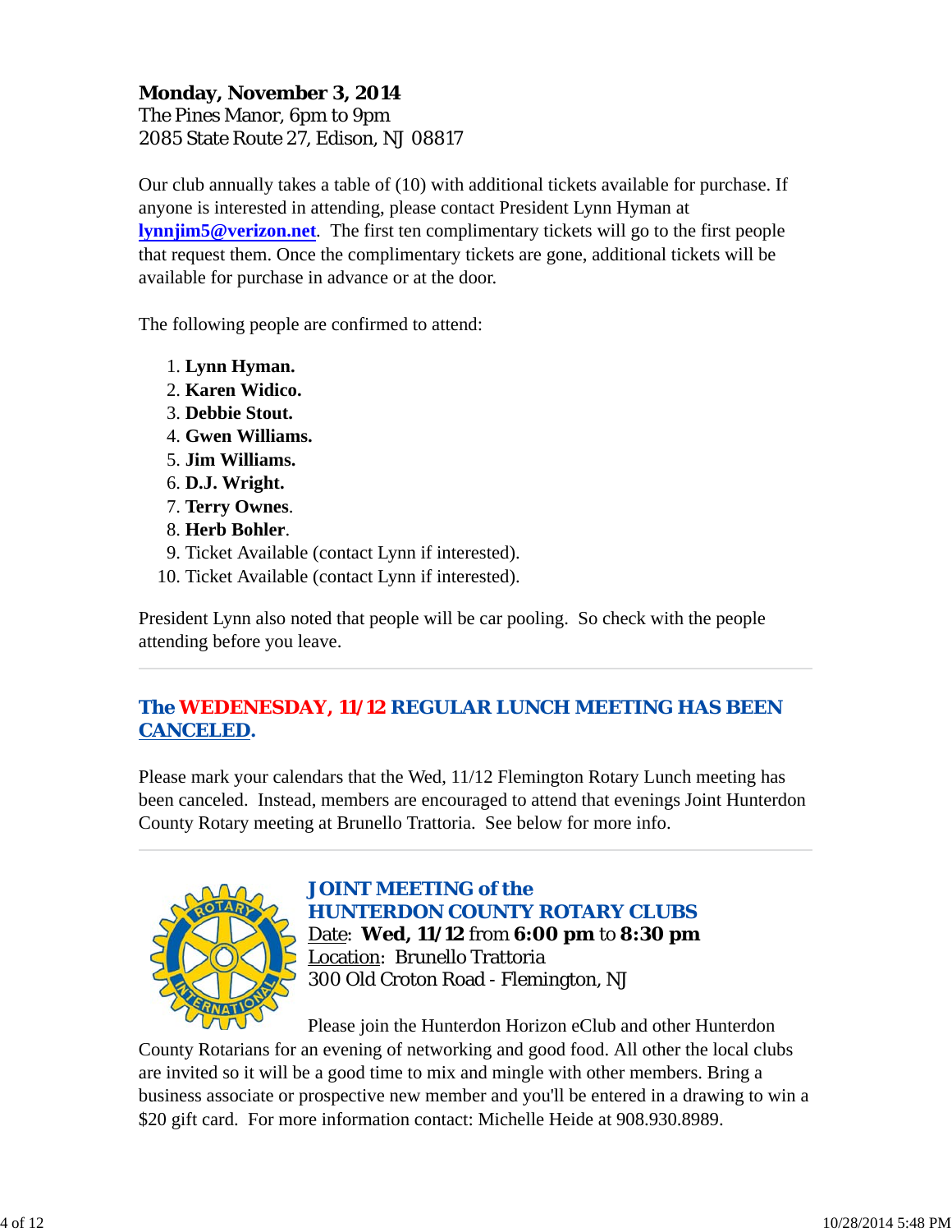**Monday, November 3, 2014**
The Pines Manor, 6pm to 9pm
2085 State Route 27, Edison, NJ 08817

Our club annually takes a table of (10) with additional tickets available for purchase. If anyone is interested in attending, please contact President Lynn Hyman at **lynnjim5@verizon.net**. The first ten complimentary tickets will go to the first people that request them. Once the complimentary tickets are gone, additional tickets will be available for purchase in advance or at the door.

The following people are confirmed to attend:

1. **Lynn Hyman.**
2. **Karen Widico.**
3. **Debbie Stout.**
4. **Gwen Williams.**
5. **Jim Williams.**
6. **D.J. Wright.**
7. **Terry Ownes**.
8. **Herb Bohler**.
9. Ticket Available (contact Lynn if interested).
10. Ticket Available (contact Lynn if interested).

President Lynn also noted that people will be car pooling. So check with the people attending before you leave.

---

## The WEDENESDAY, 11/12 REGULAR LUNCH MEETING HAS BEEN CANCELED.

Please mark your calendars that the Wed, 11/12 Flemington Rotary Lunch meeting has been canceled. Instead, members are encouraged to attend that evenings Joint Hunterdon County Rotary meeting at Brunello Trattoria. See below for more info.

---

## JOINT MEETING of the HUNTERDON COUNTY ROTARY CLUBS

Date: **Wed, 11/12** from **6:00 pm** to **8:30 pm**
Location: Brunello Trattoria
300 Old Croton Road - Flemington, NJ

Please join the Hunterdon Horizon eClub and other Hunterdon County Rotarians for an evening of networking and good food. All other the local clubs are invited so it will be a good time to mix and mingle with other members. Bring a business associate or prospective new member and you'll be entered in a drawing to win a $20 gift card. For more information contact: Michelle Heide at 908.930.8989.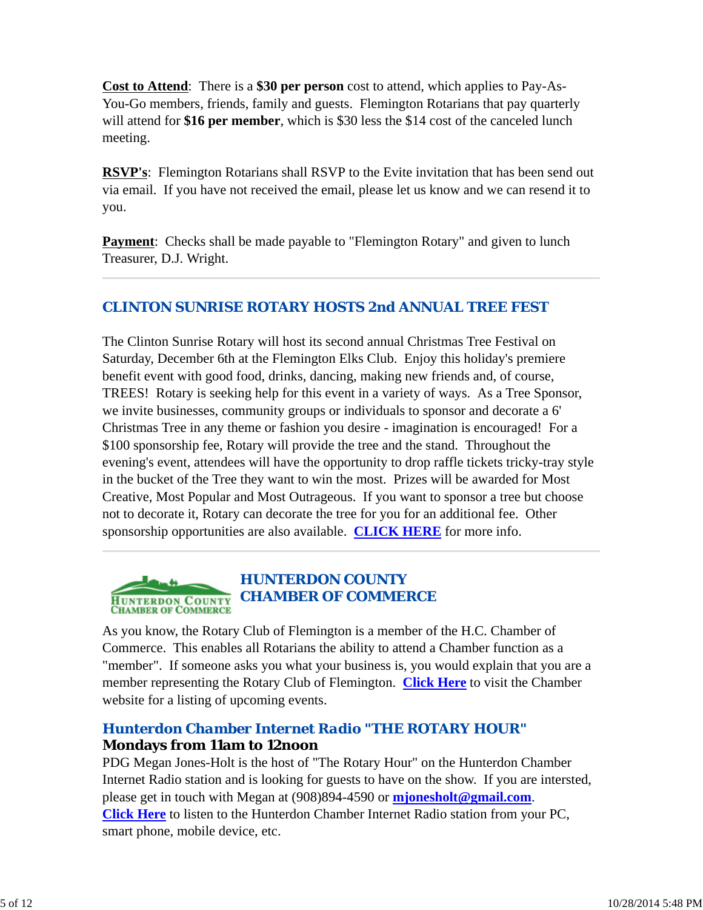**Cost to Attend**: There is a **$30 per person** cost to attend, which applies to Pay-As-You-Go members, friends, family and guests. Flemington Rotarians that pay quarterly will attend for **$16 per member**, which is $30 less the $14 cost of the canceled lunch meeting.

**RSVP's**: Flemington Rotarians shall RSVP to the Evite invitation that has been send out via email. If you have not received the email, please let us know and we can resend it to you.

**Payment**: Checks shall be made payable to "Flemington Rotary" and given to lunch Treasurer, D.J. Wright.

---

## CLINTON SUNRISE ROTARY HOSTS 2nd ANNUAL TREE FEST

The Clinton Sunrise Rotary will host its second annual Christmas Tree Festival on Saturday, December 6th at the Flemington Elks Club. Enjoy this holiday's premiere benefit event with good food, drinks, dancing, making new friends and, of course, TREES! Rotary is seeking help for this event in a variety of ways. As a Tree Sponsor, we invite businesses, community groups or individuals to sponsor and decorate a 6' Christmas Tree in any theme or fashion you desire - imagination is encouraged! For a $100 sponsorship fee, Rotary will provide the tree and the stand. Throughout the evening's event, attendees will have the opportunity to drop raffle tickets tricky-tray style in the bucket of the Tree they want to win the most. Prizes will be awarded for Most Creative, Most Popular and Most Outrageous. If you want to sponsor a tree but choose not to decorate it, Rotary can decorate the tree for you for an additional fee. Other sponsorship opportunities are also available. **CLICK HERE** for more info.

---

## HUNTERDON COUNTY CHAMBER OF COMMERCE

As you know, the Rotary Club of Flemington is a member of the H.C. Chamber of Commerce. This enables all Rotarians the ability to attend a Chamber function as a "member". If someone asks you what your business is, you would explain that you are a member representing the Rotary Club of Flemington. **Click Here** to visit the Chamber website for a listing of upcoming events.

### Hunterdon Chamber Internet Radio "THE ROTARY HOUR"

**Mondays from 11am to 12noon**

PDG Megan Jones-Holt is the host of "The Rotary Hour" on the Hunterdon Chamber Internet Radio station and is looking for guests to have on the show. If you are intersted, please get in touch with Megan at (908)894-4590 or **mjonesholt@gmail.com**.
**Click Here** to listen to the Hunterdon Chamber Internet Radio station from your PC, smart phone, mobile device, etc.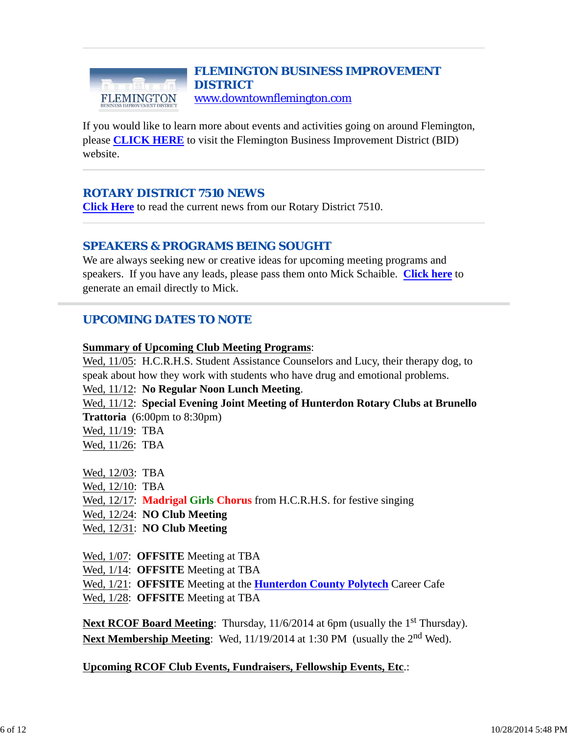## FLEMINGTON BUSINESS IMPROVEMENT DISTRICT

www.downtownflemington.com

If you would like to learn more about events and activities going on around Flemington, please **CLICK HERE** to visit the Flemington Business Improvement District (BID) website.

---

## ROTARY DISTRICT 7510 NEWS

**Click Here** to read the current news from our Rotary District 7510.

---

## SPEAKERS & PROGRAMS BEING SOUGHT

We are always seeking new or creative ideas for upcoming meeting programs and speakers. If you have any leads, please pass them onto Mick Schaible. **Click here** to generate an email directly to Mick.

---

## UPCOMING DATES TO NOTE

**Summary of Upcoming Club Meeting Programs**:

Wed, 11/05: H.C.R.H.S. Student Assistance Counselors and Lucy, their therapy dog, to speak about how they work with students who have drug and emotional problems.
Wed, 11/12: **No Regular Noon Lunch Meeting**.
Wed, 11/12: **Special Evening Joint Meeting of Hunterdon Rotary Clubs at Brunello Trattoria** (6:00pm to 8:30pm)
Wed, 11/19: TBA
Wed, 11/26: TBA

Wed, 12/03: TBA
Wed, 12/10: TBA
Wed, 12/17: **Madrigal Girls Chorus** from H.C.R.H.S. for festive singing
Wed, 12/24: **NO Club Meeting**
Wed, 12/31: **NO Club Meeting**

Wed, 1/07: **OFFSITE** Meeting at TBA
Wed, 1/14: **OFFSITE** Meeting at TBA
Wed, 1/21: **OFFSITE** Meeting at the **Hunterdon County Polytech** Career Cafe
Wed, 1/28: **OFFSITE** Meeting at TBA

**Next RCOF Board Meeting**: Thursday, 11/6/2014 at 6pm (usually the 1st Thursday).
**Next Membership Meeting**: Wed, 11/19/2014 at 1:30 PM (usually the 2nd Wed).

**Upcoming RCOF Club Events, Fundraisers, Fellowship Events, Etc**.: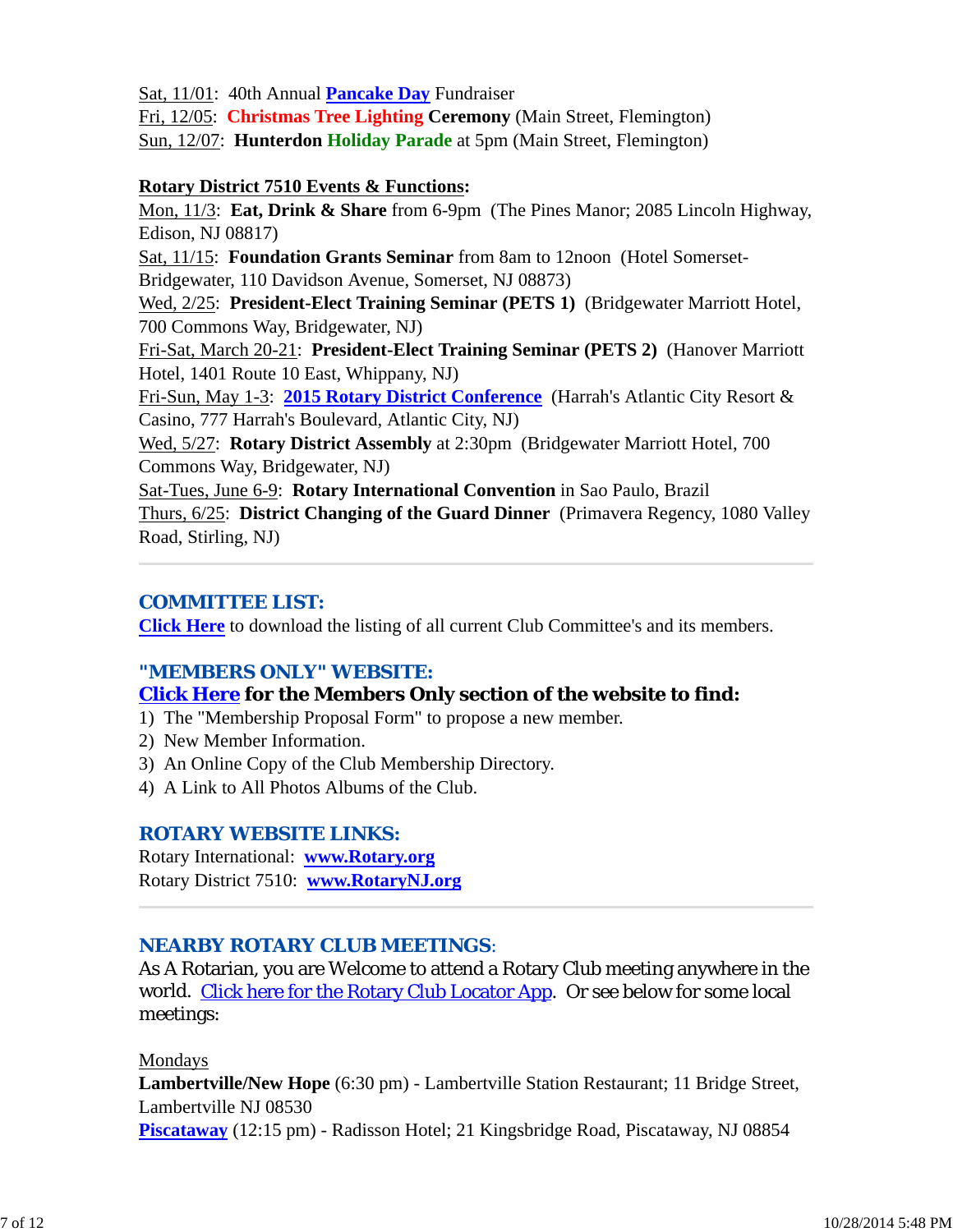Sat, 11/01: 40th Annual **Pancake Day** Fundraiser
Fri, 12/05: **Christmas Tree Lighting Ceremony** (Main Street, Flemington)
Sun, 12/07: **Hunterdon Holiday Parade** at 5pm (Main Street, Flemington)

**Rotary District 7510 Events & Functions:**
Mon, 11/3: **Eat, Drink & Share** from 6-9pm (The Pines Manor; 2085 Lincoln Highway, Edison, NJ 08817)
Sat, 11/15: **Foundation Grants Seminar** from 8am to 12noon (Hotel Somerset-Bridgewater, 110 Davidson Avenue, Somerset, NJ 08873)
Wed, 2/25: **President-Elect Training Seminar (PETS 1)** (Bridgewater Marriott Hotel, 700 Commons Way, Bridgewater, NJ)
Fri-Sat, March 20-21: **President-Elect Training Seminar (PETS 2)** (Hanover Marriott Hotel, 1401 Route 10 East, Whippany, NJ)
Fri-Sun, May 1-3: **2015 Rotary District Conference** (Harrah's Atlantic City Resort & Casino, 777 Harrah's Boulevard, Atlantic City, NJ)
Wed, 5/27: **Rotary District Assembly** at 2:30pm (Bridgewater Marriott Hotel, 700 Commons Way, Bridgewater, NJ)
Sat-Tues, June 6-9: **Rotary International Convention** in Sao Paulo, Brazil
Thurs, 6/25: **District Changing of the Guard Dinner** (Primavera Regency, 1080 Valley Road, Stirling, NJ)

---

## COMMITTEE LIST:

**Click Here** to download the listing of all current Club Committee's and its members.

## "MEMBERS ONLY" WEBSITE:

**Click Here for the Members Only section of the website to find:**

1) The "Membership Proposal Form" to propose a new member.
2) New Member Information.
3) An Online Copy of the Club Membership Directory.
4) A Link to All Photos Albums of the Club.

## ROTARY WEBSITE LINKS:

Rotary International: **www.Rotary.org**
Rotary District 7510: **www.RotaryNJ.org**

---

## NEARBY ROTARY CLUB MEETINGS:

As A Rotarian, you are Welcome to attend a Rotary Club meeting anywhere in the world. Click here for the Rotary Club Locator App. Or see below for some local meetings:

Mondays
**Lambertville/New Hope** (6:30 pm) - Lambertville Station Restaurant; 11 Bridge Street, Lambertville NJ 08530
**Piscataway** (12:15 pm) - Radisson Hotel; 21 Kingsbridge Road, Piscataway, NJ 08854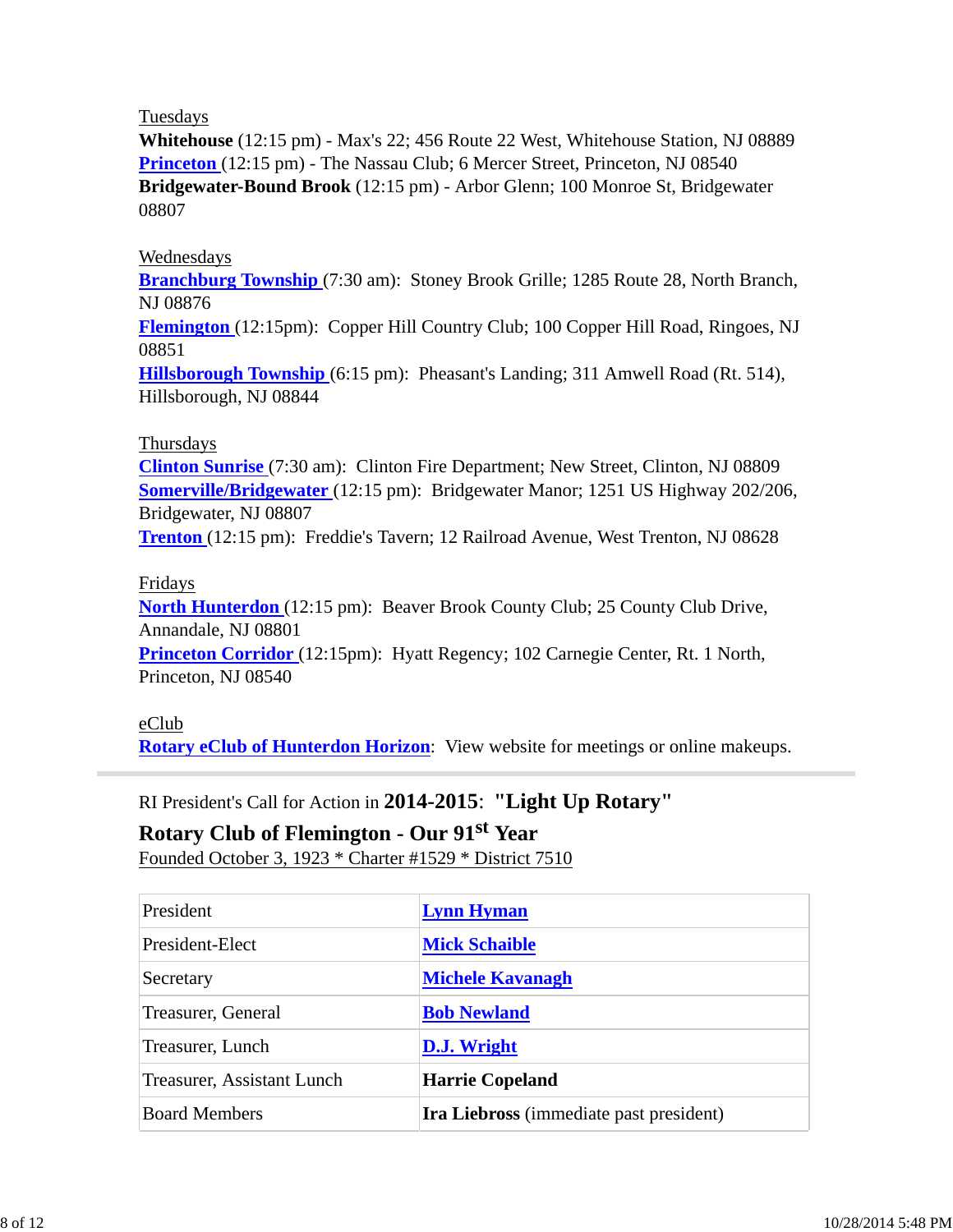Tuesdays

**Whitehouse** (12:15 pm) - Max's 22; 456 Route 22 West, Whitehouse Station, NJ 08889
**Princeton** (12:15 pm) - The Nassau Club; 6 Mercer Street, Princeton, NJ 08540
**Bridgewater-Bound Brook** (12:15 pm) - Arbor Glenn; 100 Monroe St, Bridgewater 08807

Wednesdays

**Branchburg Township** (7:30 am): Stoney Brook Grille; 1285 Route 28, North Branch, NJ 08876
**Flemington** (12:15pm): Copper Hill Country Club; 100 Copper Hill Road, Ringoes, NJ 08851
**Hillsborough Township** (6:15 pm): Pheasant's Landing; 311 Amwell Road (Rt. 514), Hillsborough, NJ 08844

Thursdays

**Clinton Sunrise** (7:30 am): Clinton Fire Department; New Street, Clinton, NJ 08809
**Somerville/Bridgewater** (12:15 pm): Bridgewater Manor; 1251 US Highway 202/206, Bridgewater, NJ 08807
**Trenton** (12:15 pm): Freddie's Tavern; 12 Railroad Avenue, West Trenton, NJ 08628

Fridays

**North Hunterdon** (12:15 pm): Beaver Brook County Club; 25 County Club Drive, Annandale, NJ 08801
**Princeton Corridor** (12:15pm): Hyatt Regency; 102 Carnegie Center, Rt. 1 North, Princeton, NJ 08540

eClub

**Rotary eClub of Hunterdon Horizon**: View website for meetings or online makeups.

---

RI President's Call for Action in **2014-2015**: **"Light Up Rotary"**

**Rotary Club of Flemington - Our 91st Year**

Founded October 3, 1923 * Charter #1529 * District 7510

| | |
|---|---|
| President | **Lynn Hyman** |
| President-Elect | **Mick Schaible** |
| Secretary | **Michele Kavanagh** |
| Treasurer, General | **Bob Newland** |
| Treasurer, Lunch | **D.J. Wright** |
| Treasurer, Assistant Lunch | **Harrie Copeland** |
| Board Members | **Ira Liebross** (immediate past president) |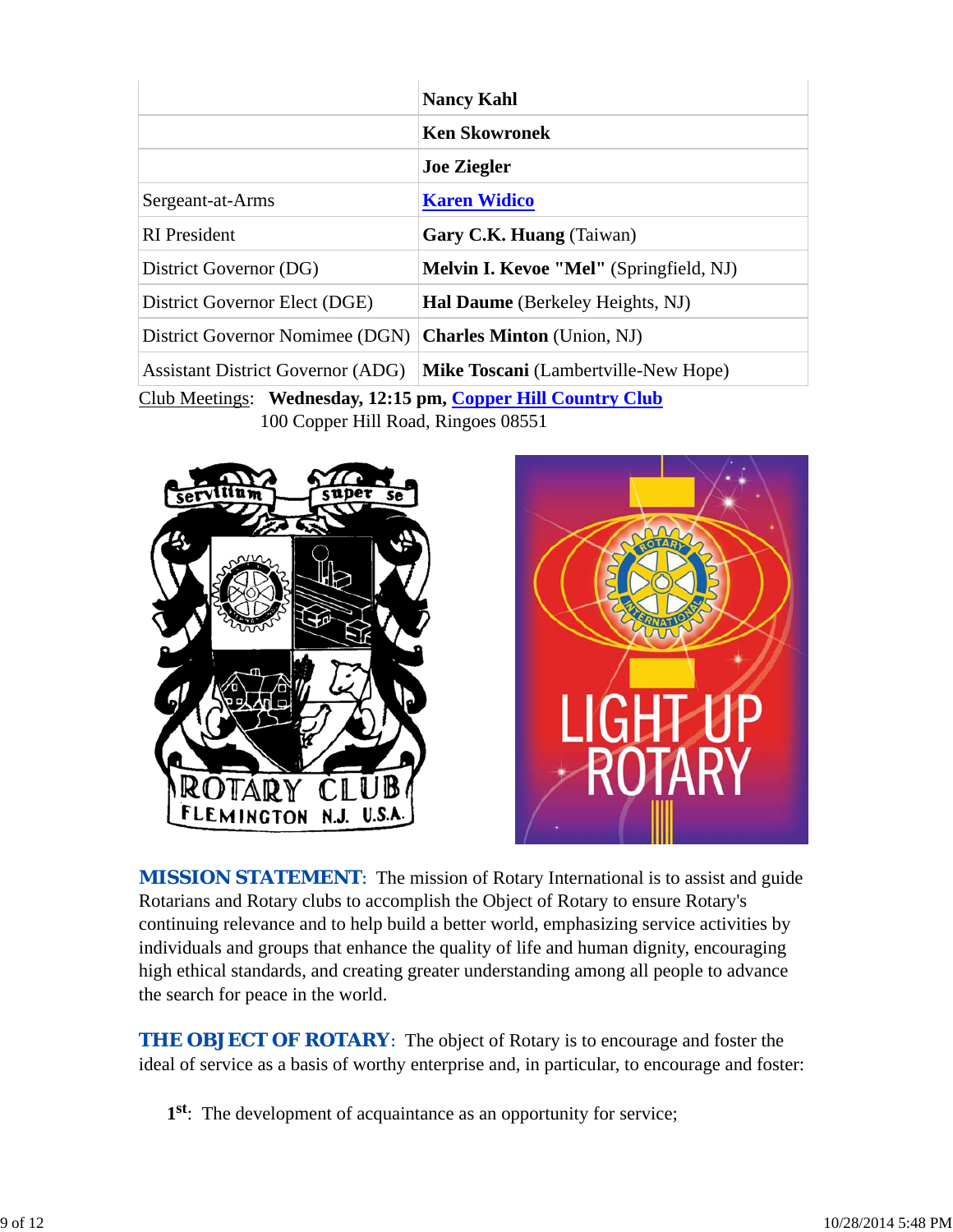| | |
|---|---|
| | **Nancy Kahl** |
| | **Ken Skowronek** |
| | **Joe Ziegler** |
| Sergeant-at-Arms | **Karen Widico** |
| RI President | **Gary C.K. Huang** (Taiwan) |
| District Governor (DG) | **Melvin I. Kevoe "Mel"** (Springfield, NJ) |
| District Governor Elect (DGE) | **Hal Daume** (Berkeley Heights, NJ) |
| District Governor Nomimee (DGN) | **Charles Minton** (Union, NJ) |
| Assistant District Governor (ADG) | **Mike Toscani** (Lambertville-New Hope) |

Club Meetings: **Wednesday, 12:15 pm, Copper Hill Country Club**
100 Copper Hill Road, Ringoes 08551

**MISSION STATEMENT**: The mission of Rotary International is to assist and guide Rotarians and Rotary clubs to accomplish the Object of Rotary to ensure Rotary's continuing relevance and to help build a better world, emphasizing service activities by individuals and groups that enhance the quality of life and human dignity, encouraging high ethical standards, and creating greater understanding among all people to advance the search for peace in the world.

**THE OBJECT OF ROTARY**: The object of Rotary is to encourage and foster the ideal of service as a basis of worthy enterprise and, in particular, to encourage and foster:

**1st**: The development of acquaintance as an opportunity for service;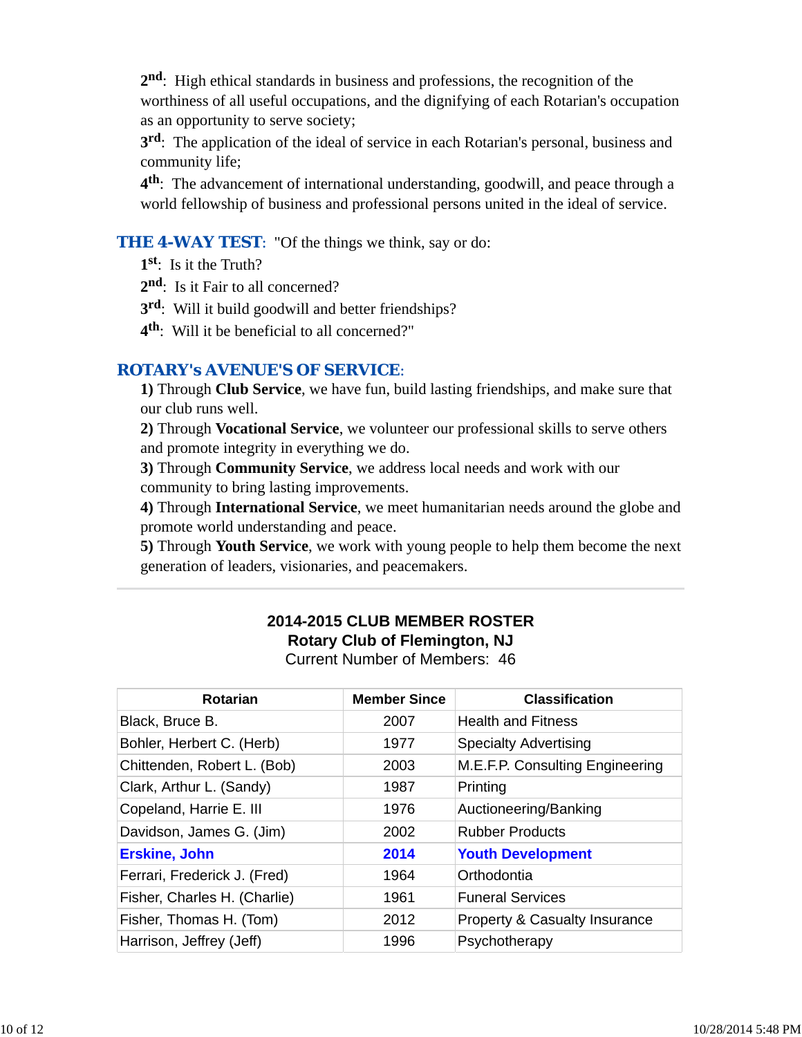**2nd**: High ethical standards in business and professions, the recognition of the worthiness of all useful occupations, and the dignifying of each Rotarian's occupation as an opportunity to serve society;

**3rd**: The application of the ideal of service in each Rotarian's personal, business and community life;

**4th**: The advancement of international understanding, goodwill, and peace through a world fellowship of business and professional persons united in the ideal of service.

**THE 4-WAY TEST**: "Of the things we think, say or do:

**1st**: Is it the Truth?

**2nd**: Is it Fair to all concerned?

**3rd**: Will it build goodwill and better friendships?

**4th**: Will it be beneficial to all concerned?"

**ROTARY's AVENUE'S OF SERVICE**:

**1)** Through **Club Service**, we have fun, build lasting friendships, and make sure that our club runs well.

**2)** Through **Vocational Service**, we volunteer our professional skills to serve others and promote integrity in everything we do.

**3)** Through **Community Service**, we address local needs and work with our community to bring lasting improvements.

**4)** Through **International Service**, we meet humanitarian needs around the globe and promote world understanding and peace.

**5)** Through **Youth Service**, we work with young people to help them become the next generation of leaders, visionaries, and peacemakers.

---

**2014-2015 CLUB MEMBER ROSTER**
**Rotary Club of Flemington, NJ**
Current Number of Members: 46

| Rotarian | Member Since | Classification |
|---|---|---|
| Black, Bruce B. | 2007 | Health and Fitness |
| Bohler, Herbert C. (Herb) | 1977 | Specialty Advertising |
| Chittenden, Robert L. (Bob) | 2003 | M.E.F.P. Consulting Engineering |
| Clark, Arthur L. (Sandy) | 1987 | Printing |
| Copeland, Harrie E. III | 1976 | Auctioneering/Banking |
| Davidson, James G. (Jim) | 2002 | Rubber Products |
| **Erskine, John** | **2014** | **Youth Development** |
| Ferrari, Frederick J. (Fred) | 1964 | Orthodontia |
| Fisher, Charles H. (Charlie) | 1961 | Funeral Services |
| Fisher, Thomas H. (Tom) | 2012 | Property & Casualty Insurance |
| Harrison, Jeffrey (Jeff) | 1996 | Psychotherapy |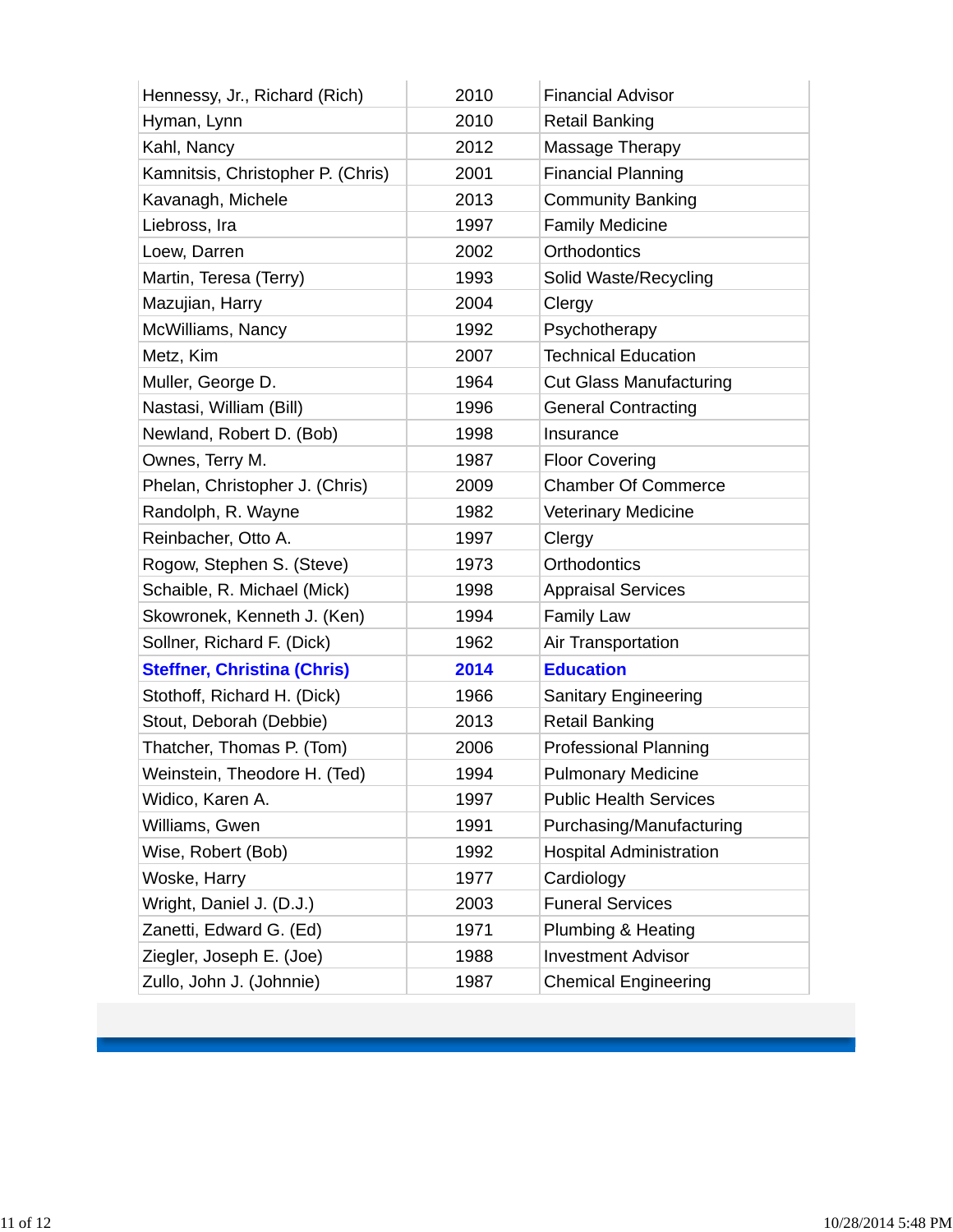| | | |
|---|---|---|
| Hennessy, Jr., Richard (Rich) | 2010 | Financial Advisor |
| Hyman, Lynn | 2010 | Retail Banking |
| Kahl, Nancy | 2012 | Massage Therapy |
| Kamnitsis, Christopher P. (Chris) | 2001 | Financial Planning |
| Kavanagh, Michele | 2013 | Community Banking |
| Liebross, Ira | 1997 | Family Medicine |
| Loew, Darren | 2002 | Orthodontics |
| Martin, Teresa (Terry) | 1993 | Solid Waste/Recycling |
| Mazujian, Harry | 2004 | Clergy |
| McWilliams, Nancy | 1992 | Psychotherapy |
| Metz, Kim | 2007 | Technical Education |
| Muller, George D. | 1964 | Cut Glass Manufacturing |
| Nastasi, William (Bill) | 1996 | General Contracting |
| Newland, Robert D. (Bob) | 1998 | Insurance |
| Ownes, Terry M. | 1987 | Floor Covering |
| Phelan, Christopher J. (Chris) | 2009 | Chamber Of Commerce |
| Randolph, R. Wayne | 1982 | Veterinary Medicine |
| Reinbacher, Otto A. | 1997 | Clergy |
| Rogow, Stephen S. (Steve) | 1973 | Orthodontics |
| Schaible, R. Michael (Mick) | 1998 | Appraisal Services |
| Skowronek, Kenneth J. (Ken) | 1994 | Family Law |
| Sollner, Richard F. (Dick) | 1962 | Air Transportation |
| **Steffner, Christina (Chris)** | **2014** | **Education** |
| Stothoff, Richard H. (Dick) | 1966 | Sanitary Engineering |
| Stout, Deborah (Debbie) | 2013 | Retail Banking |
| Thatcher, Thomas P. (Tom) | 2006 | Professional Planning |
| Weinstein, Theodore H. (Ted) | 1994 | Pulmonary Medicine |
| Widico, Karen A. | 1997 | Public Health Services |
| Williams, Gwen | 1991 | Purchasing/Manufacturing |
| Wise, Robert (Bob) | 1992 | Hospital Administration |
| Woske, Harry | 1977 | Cardiology |
| Wright, Daniel J. (D.J.) | 2003 | Funeral Services |
| Zanetti, Edward G. (Ed) | 1971 | Plumbing & Heating |
| Ziegler, Joseph E. (Joe) | 1988 | Investment Advisor |
| Zullo, John J. (Johnnie) | 1987 | Chemical Engineering |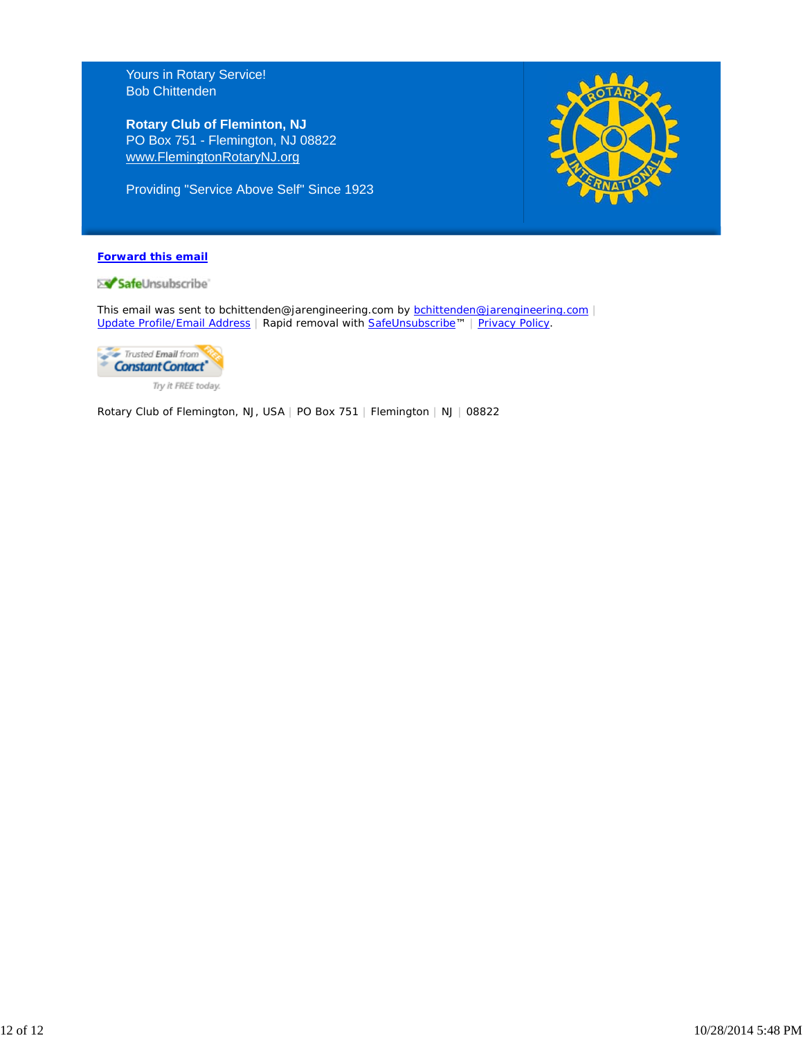Yours in Rotary Service!
Bob Chittenden

**Rotary Club of Fleminton, NJ**
PO Box 751 - Flemington, NJ 08822
www.FlemingtonRotaryNJ.org

Providing "Service Above Self" Since 1923

**Forward this email**

SafeUnsubscribe

This email was sent to bchittenden@jarengineering.com by bchittenden@jarengineering.com | Update Profile/Email Address | Rapid removal with SafeUnsubscribe™ | Privacy Policy.

Trusted Email from Constant Contact FREE
Try it FREE today.

Rotary Club of Flemington, NJ, USA | PO Box 751 | Flemington | NJ | 08822